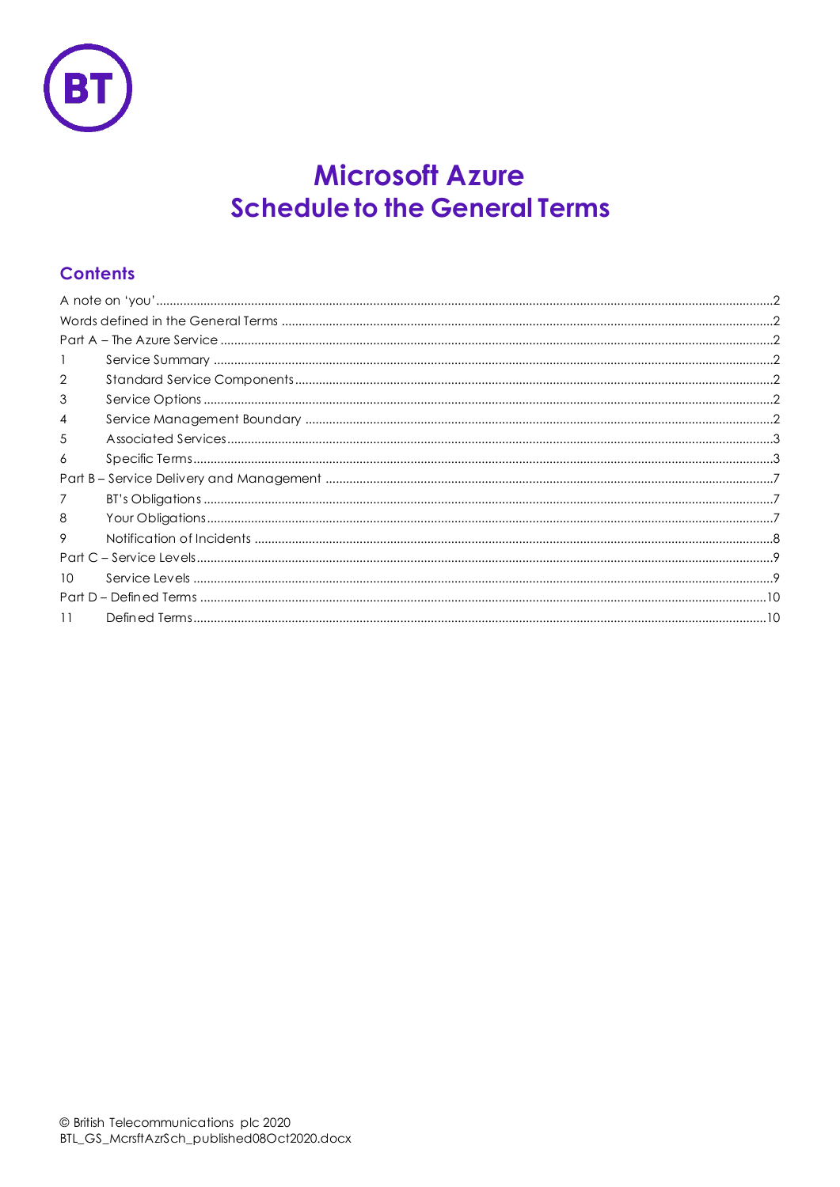# Microsoft Azure
# Schedule to the General Terms

## Contents

A note on 'you' .......... 2
Words defined in the General Terms .......... 2
Part A – The Azure Service .......... 2
1 Service Summary .......... 2
2 Standard Service Components .......... 2
3 Service Options .......... 2
4 Service Management Boundary .......... 2
5 Associated Services .......... 3
6 Specific Terms .......... 3
Part B – Service Delivery and Management .......... 7
7 BT's Obligations .......... 7
8 Your Obligations .......... 7
9 Notification of Incidents .......... 8
Part C – Service Levels .......... 9
10 Service Levels .......... 9
Part D – Defined Terms .......... 10
11 Defined Terms .......... 10

© British Telecommunications plc 2020
BTL_GS_McrsftAzrSch_published08Oct2020.docx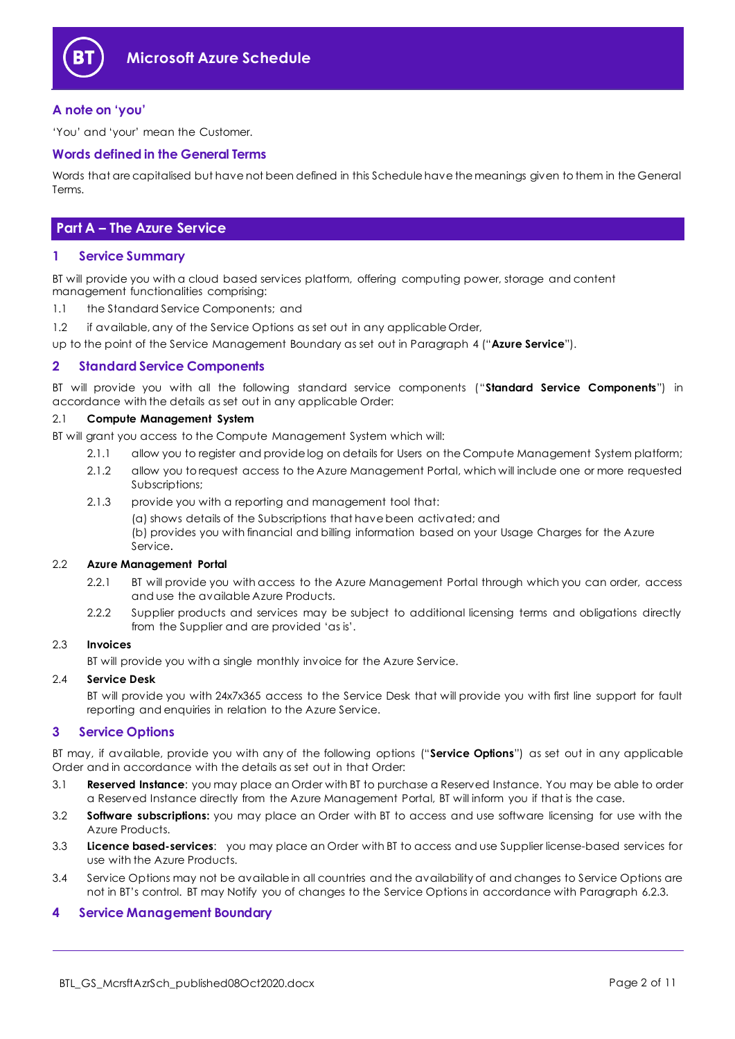# Microsoft Azure Schedule

## A note on 'you'

'You' and 'your' mean the Customer.

## Words defined in the General Terms

Words that are capitalised but have not been defined in this Schedule have the meanings given to them in the General Terms.

## Part A – The Azure Service

## 1 Service Summary

BT will provide you with a cloud based services platform, offering computing power, storage and content management functionalities comprising:

1.1 the Standard Service Components; and

1.2 if available, any of the Service Options as set out in any applicable Order,

up to the point of the Service Management Boundary as set out in Paragraph 4 ("**Azure Service**").

## 2 Standard Service Components

BT will provide you with all the following standard service components ("**Standard Service Components**") in accordance with the details as set out in any applicable Order:

### 2.1 Compute Management System

BT will grant you access to the Compute Management System which will:

2.1.1 allow you to register and provide log on details for Users on the Compute Management System platform;

2.1.2 allow you to request access to the Azure Management Portal, which will include one or more requested Subscriptions;

2.1.3 provide you with a reporting and management tool that:

(a) shows details of the Subscriptions that have been activated; and

(b) provides you with financial and billing information based on your Usage Charges for the Azure Service.

### 2.2 Azure Management Portal

2.2.1 BT will provide you with access to the Azure Management Portal through which you can order, access and use the available Azure Products.

2.2.2 Supplier products and services may be subject to additional licensing terms and obligations directly from the Supplier and are provided 'as is'.

### 2.3 Invoices

BT will provide you with a single monthly invoice for the Azure Service.

### 2.4 Service Desk

BT will provide you with 24x7x365 access to the Service Desk that will provide you with first line support for fault reporting and enquiries in relation to the Azure Service.

## 3 Service Options

BT may, if available, provide you with any of the following options ("**Service Options**") as set out in any applicable Order and in accordance with the details as set out in that Order:

3.1 **Reserved Instance**: you may place an Order with BT to purchase a Reserved Instance. You may be able to order a Reserved Instance directly from the Azure Management Portal, BT will inform you if that is the case.

3.2 **Software subscriptions:** you may place an Order with BT to access and use software licensing for use with the Azure Products.

3.3 **Licence based-services**: you may place an Order with BT to access and use Supplier license-based services for use with the Azure Products.

3.4 Service Options may not be available in all countries and the availability of and changes to Service Options are not in BT's control. BT may Notify you of changes to the Service Options in accordance with Paragraph 6.2.3.

## 4 Service Management Boundary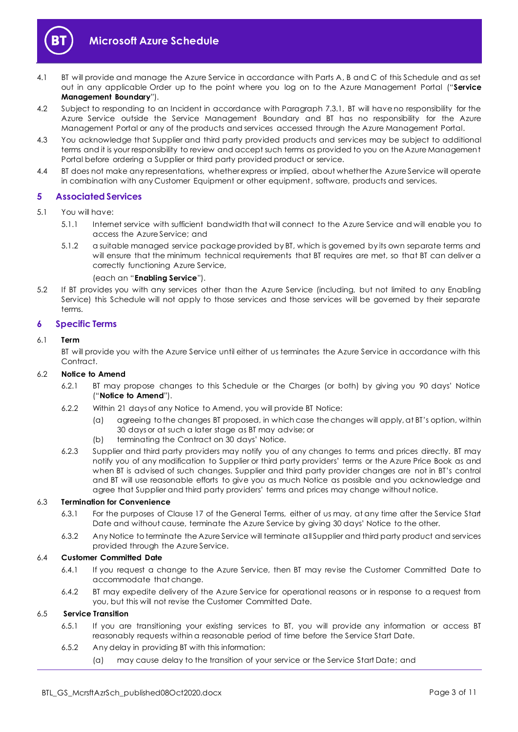4.1 BT will provide and manage the Azure Service in accordance with Parts A, B and C of this Schedule and as set out in any applicable Order up to the point where you log on to the Azure Management Portal ("**Service Management Boundary**").

4.2 Subject to responding to an Incident in accordance with Paragraph 7.3.1, BT will have no responsibility for the Azure Service outside the Service Management Boundary and BT has no responsibility for the Azure Management Portal or any of the products and services accessed through the Azure Management Portal.

4.3 You acknowledge that Supplier and third party provided products and services may be subject to additional terms and it is your responsibility to review and accept such terms as provided to you on the Azure Management Portal before ordering a Supplier or third party provided product or service.

4.4 BT does not make any representations, whether express or implied, about whether the Azure Service will operate in combination with any Customer Equipment or other equipment, software, products and services.

## 5 Associated Services

5.1 You will have:

5.1.1 Internet service with sufficient bandwidth that will connect to the Azure Service and will enable you to access the Azure Service; and

5.1.2 a suitable managed service package provided by BT, which is governed by its own separate terms and will ensure that the minimum technical requirements that BT requires are met, so that BT can deliver a correctly functioning Azure Service,

(each an "**Enabling Service**").

5.2 If BT provides you with any services other than the Azure Service (including, but not limited to any Enabling Service) this Schedule will not apply to those services and those services will be governed by their separate terms.

## 6 Specific Terms

6.1 **Term**

BT will provide you with the Azure Service until either of us terminates the Azure Service in accordance with this Contract.

6.2 **Notice to Amend**

6.2.1 BT may propose changes to this Schedule or the Charges (or both) by giving you 90 days' Notice ("**Notice to Amend**").

6.2.2 Within 21 days of any Notice to Amend, you will provide BT Notice:

(a) agreeing to the changes BT proposed, in which case the changes will apply, at BT's option, within 30 days or at such a later stage as BT may advise; or

(b) terminating the Contract on 30 days' Notice.

6.2.3 Supplier and third party providers may notify you of any changes to terms and prices directly. BT may notify you of any modification to Supplier or third party providers' terms or the Azure Price Book as and when BT is advised of such changes. Supplier and third party provider changes are not in BT's control and BT will use reasonable efforts to give you as much Notice as possible and you acknowledge and agree that Supplier and third party providers' terms and prices may change without notice.

6.3 **Termination for Convenience**

6.3.1 For the purposes of Clause 17 of the General Terms, either of us may, at any time after the Service Start Date and without cause, terminate the Azure Service by giving 30 days' Notice to the other.

6.3.2 Any Notice to terminate the Azure Service will terminate all Supplier and third party product and services provided through the Azure Service.

6.4 **Customer Committed Date**

6.4.1 If you request a change to the Azure Service, then BT may revise the Customer Committed Date to accommodate that change.

6.4.2 BT may expedite delivery of the Azure Service for operational reasons or in response to a request from you, but this will not revise the Customer Committed Date.

6.5 **Service Transition**

6.5.1 If you are transitioning your existing services to BT, you will provide any information or access BT reasonably requests within a reasonable period of time before the Service Start Date.

6.5.2 Any delay in providing BT with this information:

(a) may cause delay to the transition of your service or the Service Start Date; and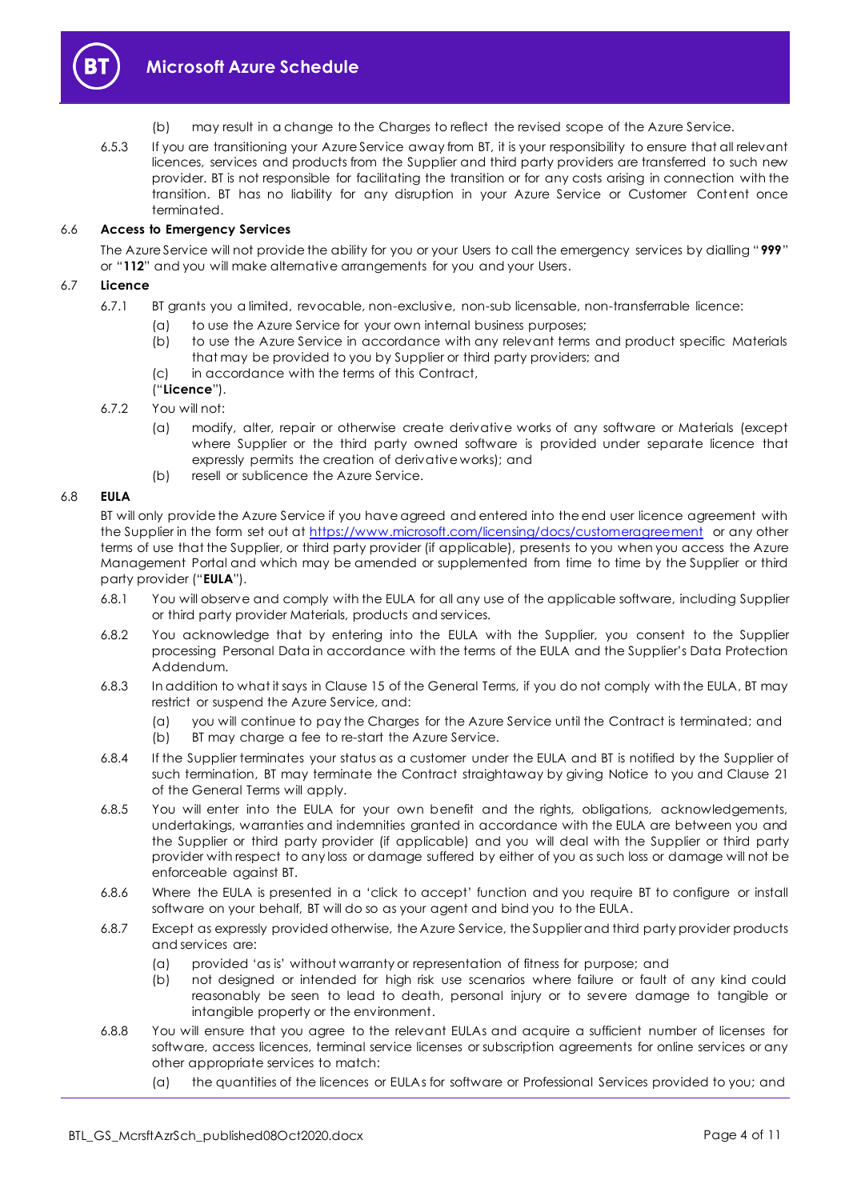(b) may result in a change to the Charges to reflect the revised scope of the Azure Service.

6.5.3 If you are transitioning your Azure Service away from BT, it is your responsibility to ensure that all relevant licences, services and products from the Supplier and third party providers are transferred to such new provider. BT is not responsible for facilitating the transition or for any costs arising in connection with the transition. BT has no liability for any disruption in your Azure Service or Customer Content once terminated.

### 6.6 Access to Emergency Services

The Azure Service will not provide the ability for you or your Users to call the emergency services by dialling "**999**" or "**112**" and you will make alternative arrangements for you and your Users.

### 6.7 Licence

6.7.1 BT grants you a limited, revocable, non-exclusive, non-sub licensable, non-transferrable licence:

(a) to use the Azure Service for your own internal business purposes;

(b) to use the Azure Service in accordance with any relevant terms and product specific Materials that may be provided to you by Supplier or third party providers; and

(c) in accordance with the terms of this Contract,

("**Licence**").

6.7.2 You will not:

(a) modify, alter, repair or otherwise create derivative works of any software or Materials (except where Supplier or the third party owned software is provided under separate licence that expressly permits the creation of derivative works); and

(b) resell or sublicence the Azure Service.

### 6.8 EULA

BT will only provide the Azure Service if you have agreed and entered into the end user licence agreement with the Supplier in the form set out at https://www.microsoft.com/licensing/docs/customeragreement or any other terms of use that the Supplier, or third party provider (if applicable), presents to you when you access the Azure Management Portal and which may be amended or supplemented from time to time by the Supplier or third party provider ("**EULA**").

6.8.1 You will observe and comply with the EULA for all any use of the applicable software, including Supplier or third party provider Materials, products and services.

6.8.2 You acknowledge that by entering into the EULA with the Supplier, you consent to the Supplier processing Personal Data in accordance with the terms of the EULA and the Supplier's Data Protection Addendum.

6.8.3 In addition to what it says in Clause 15 of the General Terms, if you do not comply with the EULA, BT may restrict or suspend the Azure Service, and:

(a) you will continue to pay the Charges for the Azure Service until the Contract is terminated; and

(b) BT may charge a fee to re-start the Azure Service.

6.8.4 If the Supplier terminates your status as a customer under the EULA and BT is notified by the Supplier of such termination, BT may terminate the Contract straightaway by giving Notice to you and Clause 21 of the General Terms will apply.

6.8.5 You will enter into the EULA for your own benefit and the rights, obligations, acknowledgements, undertakings, warranties and indemnities granted in accordance with the EULA are between you and the Supplier or third party provider (if applicable) and you will deal with the Supplier or third party provider with respect to any loss or damage suffered by either of you as such loss or damage will not be enforceable against BT.

6.8.6 Where the EULA is presented in a 'click to accept' function and you require BT to configure or install software on your behalf, BT will do so as your agent and bind you to the EULA.

6.8.7 Except as expressly provided otherwise, the Azure Service, the Supplier and third party provider products and services are:

(a) provided 'as is' without warranty or representation of fitness for purpose; and

(b) not designed or intended for high risk use scenarios where failure or fault of any kind could reasonably be seen to lead to death, personal injury or to severe damage to tangible or intangible property or the environment.

6.8.8 You will ensure that you agree to the relevant EULAs and acquire a sufficient number of licenses for software, access licences, terminal service licenses or subscription agreements for online services or any other appropriate services to match:

(a) the quantities of the licences or EULAs for software or Professional Services provided to you; and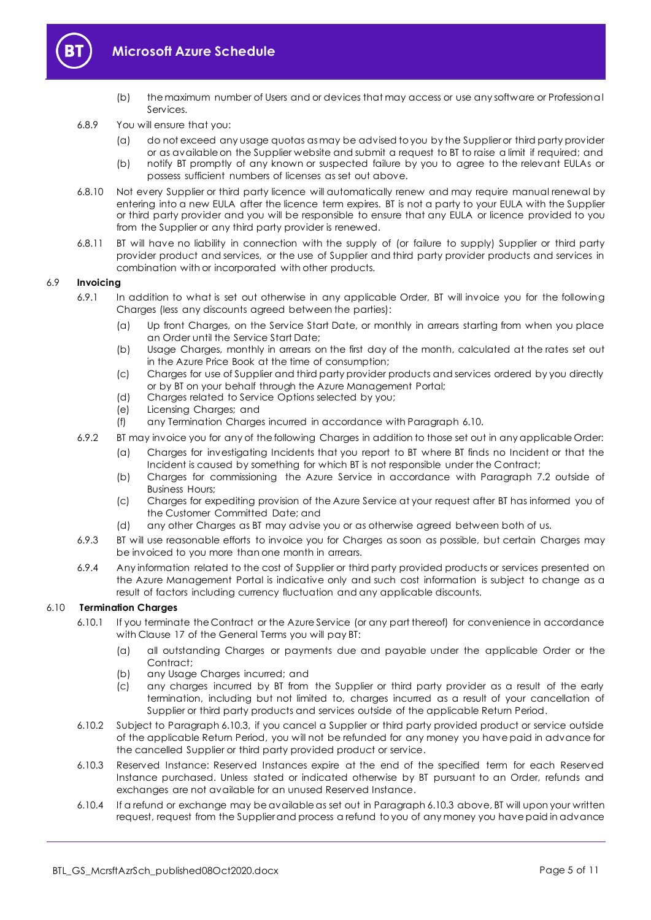(b) the maximum number of Users and or devices that may access or use any software or Professional Services.

6.8.9 You will ensure that you:

(a) do not exceed any usage quotas as may be advised to you by the Supplier or third party provider or as available on the Supplier website and submit a request to BT to raise a limit if required; and

(b) notify BT promptly of any known or suspected failure by you to agree to the relevant EULAs or possess sufficient numbers of licenses as set out above.

6.8.10 Not every Supplier or third party licence will automatically renew and may require manual renewal by entering into a new EULA after the licence term expires. BT is not a party to your EULA with the Supplier or third party provider and you will be responsible to ensure that any EULA or licence provided to you from the Supplier or any third party provider is renewed.

6.8.11 BT will have no liability in connection with the supply of (or failure to supply) Supplier or third party provider product and services, or the use of Supplier and third party provider products and services in combination with or incorporated with other products.

### 6.9 Invoicing

6.9.1 In addition to what is set out otherwise in any applicable Order, BT will invoice you for the following Charges (less any discounts agreed between the parties):

(a) Up front Charges, on the Service Start Date, or monthly in arrears starting from when you place an Order until the Service Start Date;

(b) Usage Charges, monthly in arrears on the first day of the month, calculated at the rates set out in the Azure Price Book at the time of consumption;

(c) Charges for use of Supplier and third party provider products and services ordered by you directly or by BT on your behalf through the Azure Management Portal;

(d) Charges related to Service Options selected by you;

(e) Licensing Charges; and

(f) any Termination Charges incurred in accordance with Paragraph 6.10.

6.9.2 BT may invoice you for any of the following Charges in addition to those set out in any applicable Order:

(a) Charges for investigating Incidents that you report to BT where BT finds no Incident or that the Incident is caused by something for which BT is not responsible under the Contract;

(b) Charges for commissioning the Azure Service in accordance with Paragraph 7.2 outside of Business Hours;

(c) Charges for expediting provision of the Azure Service at your request after BT has informed you of the Customer Committed Date; and

(d) any other Charges as BT may advise you or as otherwise agreed between both of us.

6.9.3 BT will use reasonable efforts to invoice you for Charges as soon as possible, but certain Charges may be invoiced to you more than one month in arrears.

6.9.4 Any information related to the cost of Supplier or third party provided products or services presented on the Azure Management Portal is indicative only and such cost information is subject to change as a result of factors including currency fluctuation and any applicable discounts.

### 6.10 Termination Charges

6.10.1 If you terminate the Contract or the Azure Service (or any part thereof) for convenience in accordance with Clause 17 of the General Terms you will pay BT:

(a) all outstanding Charges or payments due and payable under the applicable Order or the Contract;

(b) any Usage Charges incurred; and

(c) any charges incurred by BT from the Supplier or third party provider as a result of the early termination, including but not limited to, charges incurred as a result of your cancellation of Supplier or third party products and services outside of the applicable Return Period.

6.10.2 Subject to Paragraph 6.10.3, if you cancel a Supplier or third party provided product or service outside of the applicable Return Period, you will not be refunded for any money you have paid in advance for the cancelled Supplier or third party provided product or service.

6.10.3 Reserved Instance: Reserved Instances expire at the end of the specified term for each Reserved Instance purchased. Unless stated or indicated otherwise by BT pursuant to an Order, refunds and exchanges are not available for an unused Reserved Instance.

6.10.4 If a refund or exchange may be available as set out in Paragraph 6.10.3 above, BT will upon your written request, request from the Supplier and process a refund to you of any money you have paid in advance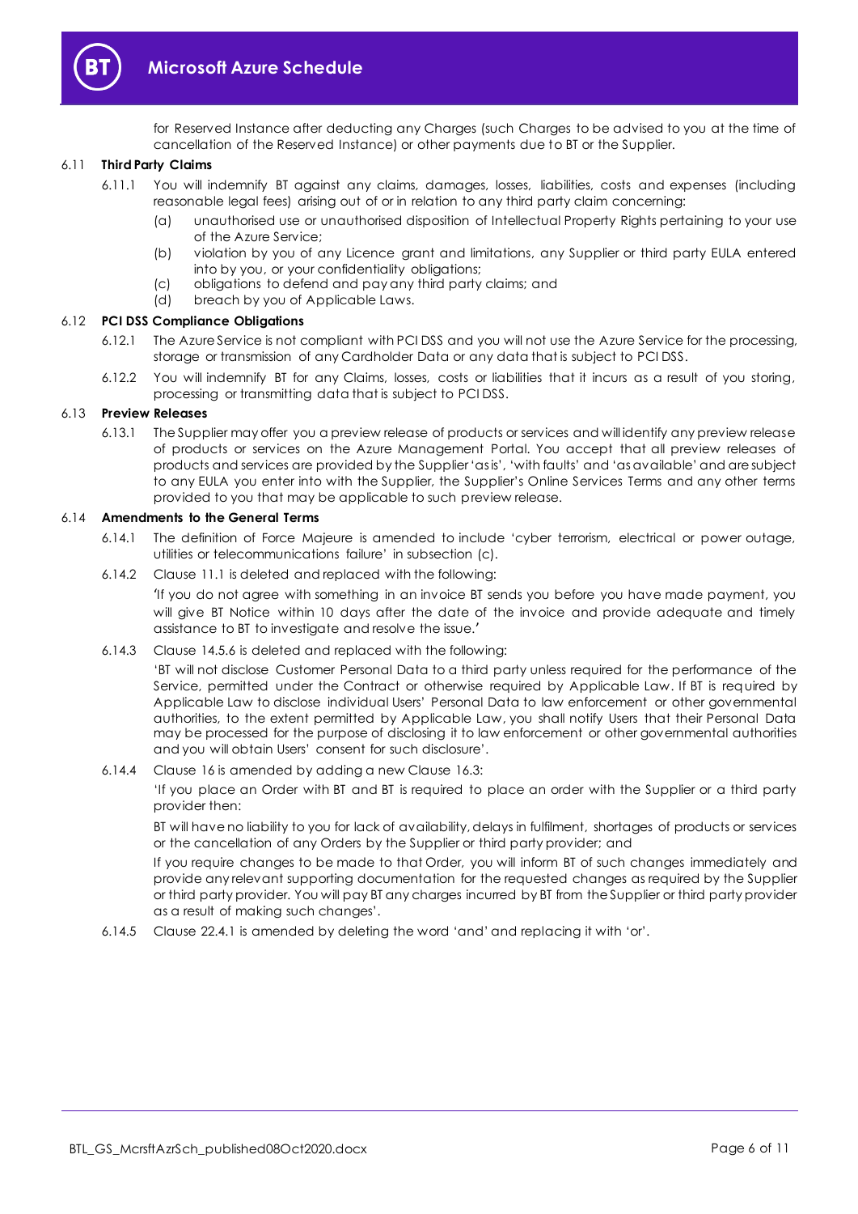for Reserved Instance after deducting any Charges (such Charges to be advised to you at the time of cancellation of the Reserved Instance) or other payments due to BT or the Supplier.

### 6.11 Third Party Claims

6.11.1 You will indemnify BT against any claims, damages, losses, liabilities, costs and expenses (including reasonable legal fees) arising out of or in relation to any third party claim concerning:

(a) unauthorised use or unauthorised disposition of Intellectual Property Rights pertaining to your use of the Azure Service;

(b) violation by you of any Licence grant and limitations, any Supplier or third party EULA entered into by you, or your confidentiality obligations;

(c) obligations to defend and pay any third party claims; and

(d) breach by you of Applicable Laws.

### 6.12 PCI DSS Compliance Obligations

6.12.1 The Azure Service is not compliant with PCI DSS and you will not use the Azure Service for the processing, storage or transmission of any Cardholder Data or any data that is subject to PCI DSS.

6.12.2 You will indemnify BT for any Claims, losses, costs or liabilities that it incurs as a result of you storing, processing or transmitting data that is subject to PCI DSS.

### 6.13 Preview Releases

6.13.1 The Supplier may offer you a preview release of products or services and will identify any preview release of products or services on the Azure Management Portal. You accept that all preview releases of products and services are provided by the Supplier 'as is', 'with faults' and 'as available' and are subject to any EULA you enter into with the Supplier, the Supplier's Online Services Terms and any other terms provided to you that may be applicable to such preview release.

### 6.14 Amendments to the General Terms

6.14.1 The definition of Force Majeure is amended to include 'cyber terrorism, electrical or power outage, utilities or telecommunications failure' in subsection (c).

6.14.2 Clause 11.1 is deleted and replaced with the following:

'If you do not agree with something in an invoice BT sends you before you have made payment, you will give BT Notice within 10 days after the date of the invoice and provide adequate and timely assistance to BT to investigate and resolve the issue.'

6.14.3 Clause 14.5.6 is deleted and replaced with the following:

'BT will not disclose Customer Personal Data to a third party unless required for the performance of the Service, permitted under the Contract or otherwise required by Applicable Law. If BT is required by Applicable Law to disclose individual Users' Personal Data to law enforcement or other governmental authorities, to the extent permitted by Applicable Law, you shall notify Users that their Personal Data may be processed for the purpose of disclosing it to law enforcement or other governmental authorities and you will obtain Users' consent for such disclosure'.

6.14.4 Clause 16 is amended by adding a new Clause 16.3:

'If you place an Order with BT and BT is required to place an order with the Supplier or a third party provider then:

BT will have no liability to you for lack of availability, delays in fulfilment, shortages of products or services or the cancellation of any Orders by the Supplier or third party provider; and

If you require changes to be made to that Order, you will inform BT of such changes immediately and provide any relevant supporting documentation for the requested changes as required by the Supplier or third party provider. You will pay BT any charges incurred by BT from the Supplier or third party provider as a result of making such changes'.

6.14.5 Clause 22.4.1 is amended by deleting the word 'and' and replacing it with 'or'.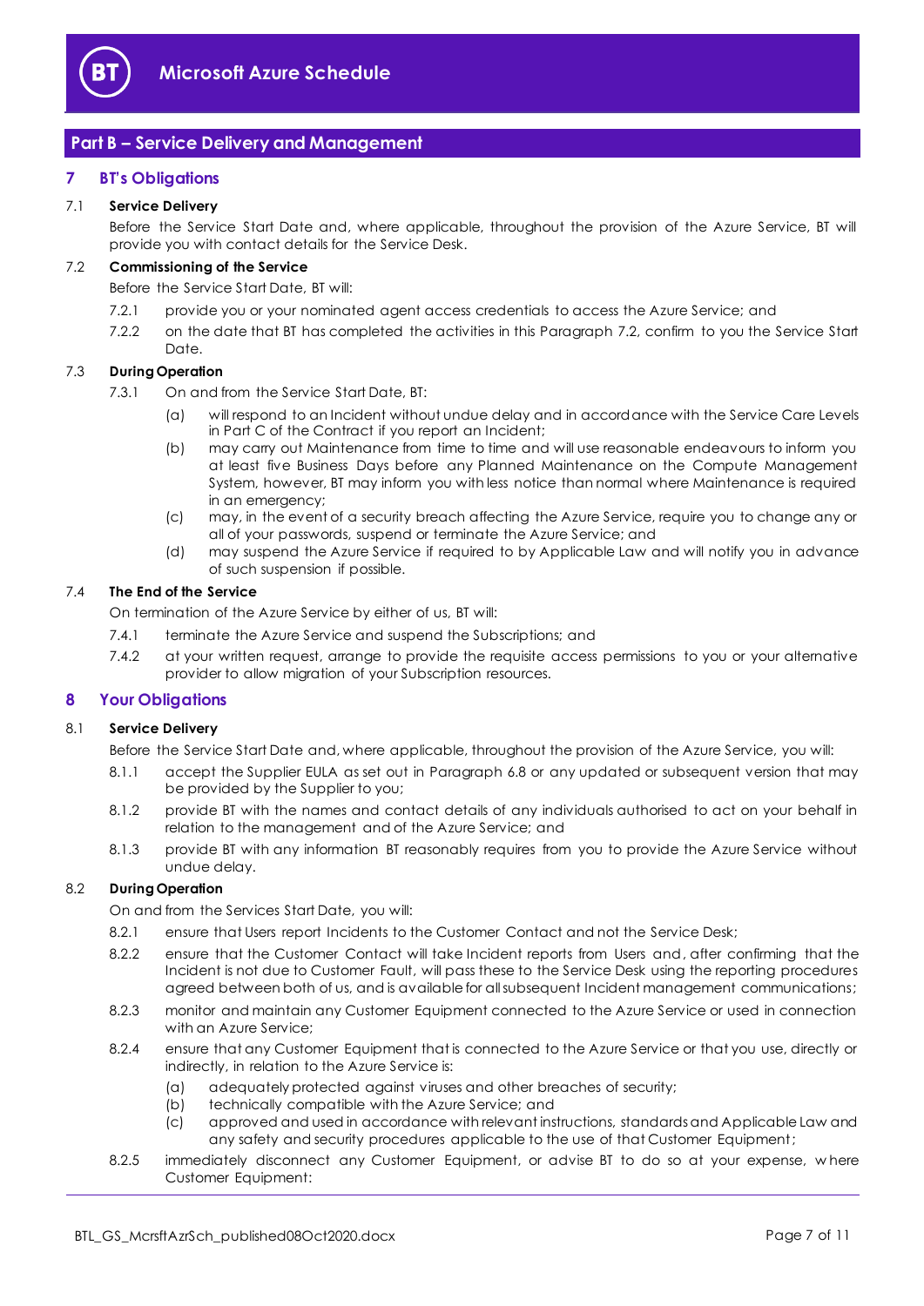## Part B – Service Delivery and Management

### 7 BT's Obligations

7.1 **Service Delivery**

Before the Service Start Date and, where applicable, throughout the provision of the Azure Service, BT will provide you with contact details for the Service Desk.

7.2 **Commissioning of the Service**

Before the Service Start Date, BT will:

7.2.1 provide you or your nominated agent access credentials to access the Azure Service; and

7.2.2 on the date that BT has completed the activities in this Paragraph 7.2, confirm to you the Service Start Date.

7.3 **During Operation**

7.3.1 On and from the Service Start Date, BT:

(a) will respond to an Incident without undue delay and in accordance with the Service Care Levels in Part C of the Contract if you report an Incident;

(b) may carry out Maintenance from time to time and will use reasonable endeavours to inform you at least five Business Days before any Planned Maintenance on the Compute Management System, however, BT may inform you with less notice than normal where Maintenance is required in an emergency;

(c) may, in the event of a security breach affecting the Azure Service, require you to change any or all of your passwords, suspend or terminate the Azure Service; and

(d) may suspend the Azure Service if required to by Applicable Law and will notify you in advance of such suspension if possible.

7.4 **The End of the Service**

On termination of the Azure Service by either of us, BT will:

7.4.1 terminate the Azure Service and suspend the Subscriptions; and

7.4.2 at your written request, arrange to provide the requisite access permissions to you or your alternative provider to allow migration of your Subscription resources.

### 8 Your Obligations

8.1 **Service Delivery**

Before the Service Start Date and, where applicable, throughout the provision of the Azure Service, you will:

8.1.1 accept the Supplier EULA as set out in Paragraph 6.8 or any updated or subsequent version that may be provided by the Supplier to you;

8.1.2 provide BT with the names and contact details of any individuals authorised to act on your behalf in relation to the management and of the Azure Service; and

8.1.3 provide BT with any information BT reasonably requires from you to provide the Azure Service without undue delay.

8.2 **During Operation**

On and from the Services Start Date, you will:

8.2.1 ensure that Users report Incidents to the Customer Contact and not the Service Desk;

8.2.2 ensure that the Customer Contact will take Incident reports from Users and, after confirming that the Incident is not due to Customer Fault, will pass these to the Service Desk using the reporting procedures agreed between both of us, and is available for all subsequent Incident management communications;

8.2.3 monitor and maintain any Customer Equipment connected to the Azure Service or used in connection with an Azure Service;

8.2.4 ensure that any Customer Equipment that is connected to the Azure Service or that you use, directly or indirectly, in relation to the Azure Service is:

(a) adequately protected against viruses and other breaches of security;

(b) technically compatible with the Azure Service; and

(c) approved and used in accordance with relevant instructions, standards and Applicable Law and any safety and security procedures applicable to the use of that Customer Equipment;

8.2.5 immediately disconnect any Customer Equipment, or advise BT to do so at your expense, where Customer Equipment: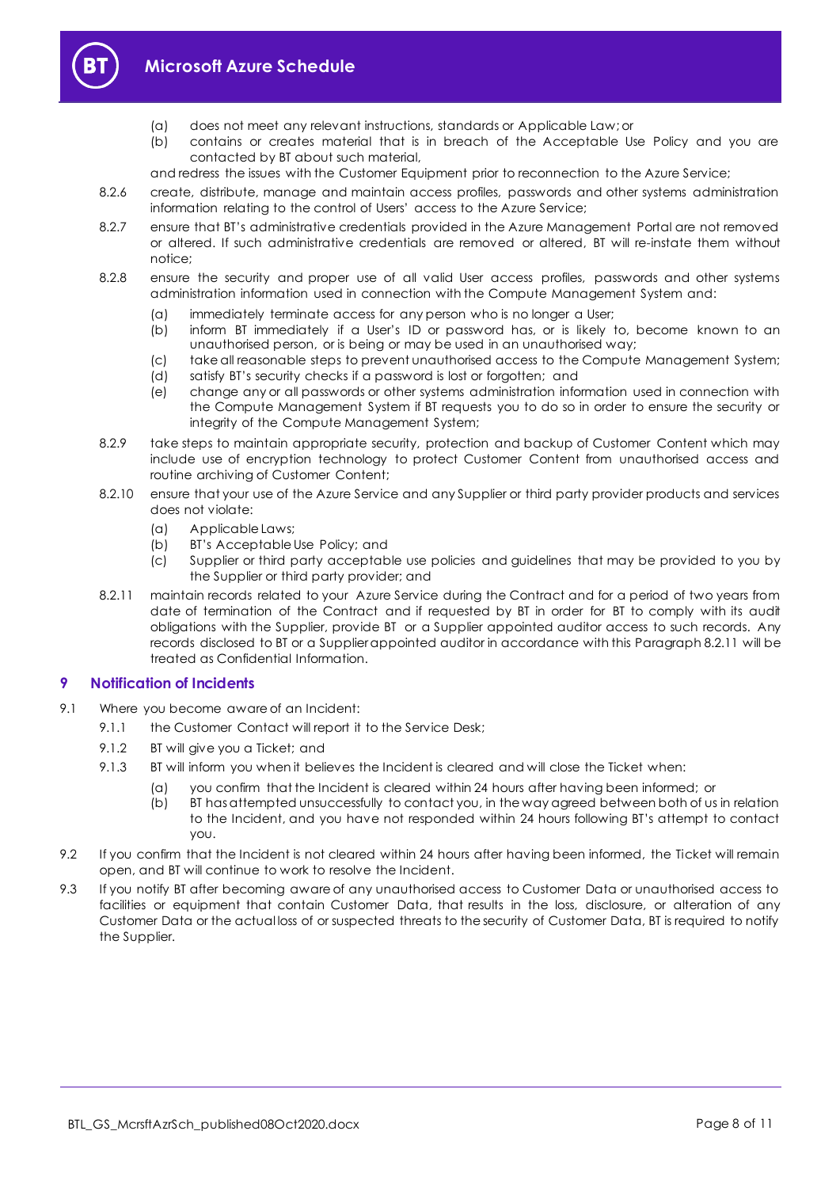(a) does not meet any relevant instructions, standards or Applicable Law; or

(b) contains or creates material that is in breach of the Acceptable Use Policy and you are contacted by BT about such material,

and redress the issues with the Customer Equipment prior to reconnection to the Azure Service;

8.2.6 create, distribute, manage and maintain access profiles, passwords and other systems administration information relating to the control of Users' access to the Azure Service;

8.2.7 ensure that BT's administrative credentials provided in the Azure Management Portal are not removed or altered. If such administrative credentials are removed or altered, BT will re-instate them without notice;

8.2.8 ensure the security and proper use of all valid User access profiles, passwords and other systems administration information used in connection with the Compute Management System and:

(a) immediately terminate access for any person who is no longer a User;

(b) inform BT immediately if a User's ID or password has, or is likely to, become known to an unauthorised person, or is being or may be used in an unauthorised way;

(c) take all reasonable steps to prevent unauthorised access to the Compute Management System;

(d) satisfy BT's security checks if a password is lost or forgotten; and

(e) change any or all passwords or other systems administration information used in connection with the Compute Management System if BT requests you to do so in order to ensure the security or integrity of the Compute Management System;

8.2.9 take steps to maintain appropriate security, protection and backup of Customer Content which may include use of encryption technology to protect Customer Content from unauthorised access and routine archiving of Customer Content;

8.2.10 ensure that your use of the Azure Service and any Supplier or third party provider products and services does not violate:

(a) Applicable Laws;

(b) BT's Acceptable Use Policy; and

(c) Supplier or third party acceptable use policies and guidelines that may be provided to you by the Supplier or third party provider; and

8.2.11 maintain records related to your Azure Service during the Contract and for a period of two years from date of termination of the Contract and if requested by BT in order for BT to comply with its audit obligations with the Supplier, provide BT or a Supplier appointed auditor access to such records. Any records disclosed to BT or a Supplier appointed auditor in accordance with this Paragraph 8.2.11 will be treated as Confidential Information.

## 9 Notification of Incidents

9.1 Where you become aware of an Incident:

9.1.1 the Customer Contact will report it to the Service Desk;

9.1.2 BT will give you a Ticket; and

9.1.3 BT will inform you when it believes the Incident is cleared and will close the Ticket when:

(a) you confirm that the Incident is cleared within 24 hours after having been informed; or

(b) BT has attempted unsuccessfully to contact you, in the way agreed between both of us in relation to the Incident, and you have not responded within 24 hours following BT's attempt to contact you.

9.2 If you confirm that the Incident is not cleared within 24 hours after having been informed, the Ticket will remain open, and BT will continue to work to resolve the Incident.

9.3 If you notify BT after becoming aware of any unauthorised access to Customer Data or unauthorised access to facilities or equipment that contain Customer Data, that results in the loss, disclosure, or alteration of any Customer Data or the actual loss of or suspected threats to the security of Customer Data, BT is required to notify the Supplier.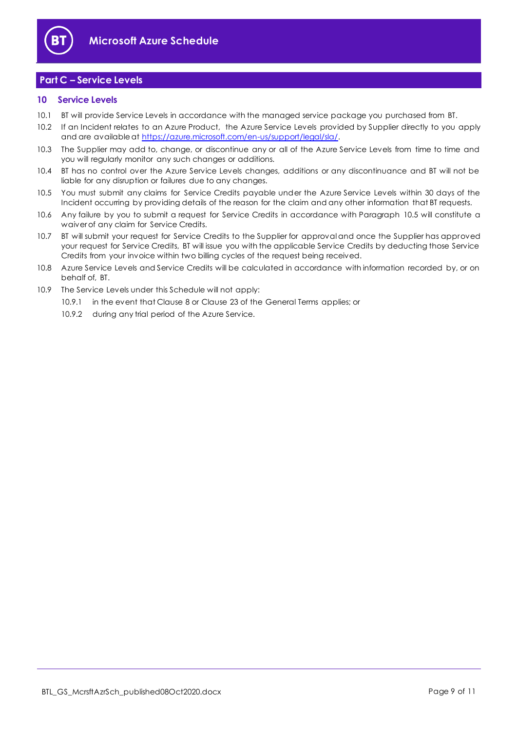## Part C – Service Levels

### 10 Service Levels

10.1 BT will provide Service Levels in accordance with the managed service package you purchased from BT.

10.2 If an Incident relates to an Azure Product, the Azure Service Levels provided by Supplier directly to you apply and are available at https://azure.microsoft.com/en-us/support/legal/sla/.

10.3 The Supplier may add to, change, or discontinue any or all of the Azure Service Levels from time to time and you will regularly monitor any such changes or additions.

10.4 BT has no control over the Azure Service Levels changes, additions or any discontinuance and BT will not be liable for any disruption or failures due to any changes.

10.5 You must submit any claims for Service Credits payable under the Azure Service Levels within 30 days of the Incident occurring by providing details of the reason for the claim and any other information that BT requests.

10.6 Any failure by you to submit a request for Service Credits in accordance with Paragraph 10.5 will constitute a waiver of any claim for Service Credits.

10.7 BT will submit your request for Service Credits to the Supplier for approval and once the Supplier has approved your request for Service Credits, BT will issue you with the applicable Service Credits by deducting those Service Credits from your invoice within two billing cycles of the request being received.

10.8 Azure Service Levels and Service Credits will be calculated in accordance with information recorded by, or on behalf of, BT.

10.9 The Service Levels under this Schedule will not apply:

10.9.1 in the event that Clause 8 or Clause 23 of the General Terms applies; or

10.9.2 during any trial period of the Azure Service.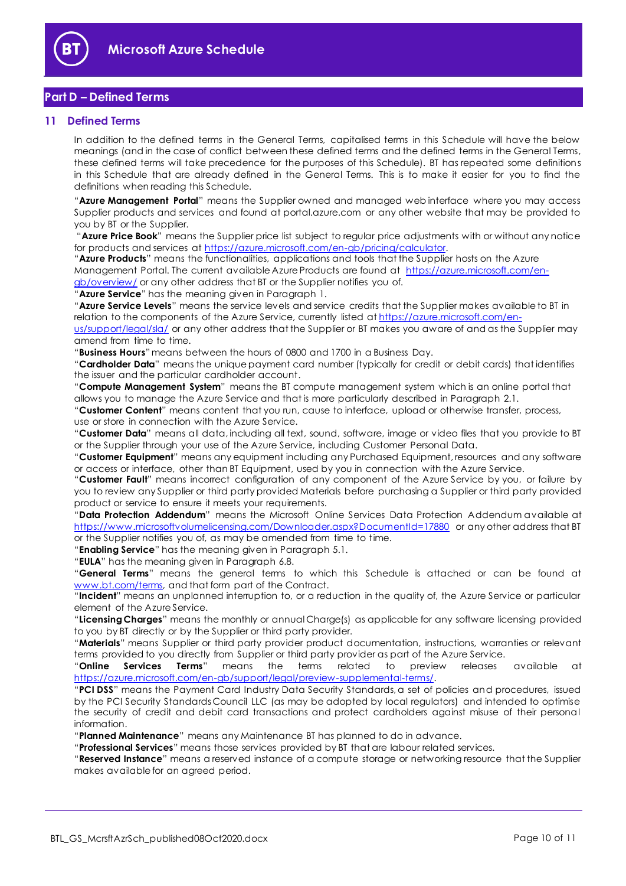## Part D – Defined Terms

### 11 Defined Terms

In addition to the defined terms in the General Terms, capitalised terms in this Schedule will have the below meanings (and in the case of conflict between these defined terms and the defined terms in the General Terms, these defined terms will take precedence for the purposes of this Schedule). BT has repeated some definitions in this Schedule that are already defined in the General Terms. This is to make it easier for you to find the definitions when reading this Schedule.

"**Azure Management Portal**" means the Supplier owned and managed web interface where you may access Supplier products and services and found at portal.azure.com or any other website that may be provided to you by BT or the Supplier.

"**Azure Price Book**" means the Supplier price list subject to regular price adjustments with or without any notice for products and services at https://azure.microsoft.com/en-gb/pricing/calculator.

"**Azure Products**" means the functionalities, applications and tools that the Supplier hosts on the Azure Management Portal. The current available Azure Products are found at https://azure.microsoft.com/en-gb/overview/ or any other address that BT or the Supplier notifies you of.

"**Azure Service**" has the meaning given in Paragraph 1.

"**Azure Service Levels**" means the service levels and service credits that the Supplier makes available to BT in relation to the components of the Azure Service, currently listed at https://azure.microsoft.com/en-us/support/legal/sla/ or any other address that the Supplier or BT makes you aware of and as the Supplier may amend from time to time.

"**Business Hours**" means between the hours of 0800 and 1700 in a Business Day.

"**Cardholder Data**" means the unique payment card number (typically for credit or debit cards) that identifies the issuer and the particular cardholder account.

"**Compute Management System**" means the BT compute management system which is an online portal that allows you to manage the Azure Service and that is more particularly described in Paragraph 2.1.

"**Customer Content**" means content that you run, cause to interface, upload or otherwise transfer, process, use or store in connection with the Azure Service.

"**Customer Data**" means all data, including all text, sound, software, image or video files that you provide to BT or the Supplier through your use of the Azure Service, including Customer Personal Data.

"**Customer Equipment**" means any equipment including any Purchased Equipment, resources and any software or access or interface, other than BT Equipment, used by you in connection with the Azure Service.

"**Customer Fault**" means incorrect configuration of any component of the Azure Service by you, or failure by you to review any Supplier or third party provided Materials before purchasing a Supplier or third party provided product or service to ensure it meets your requirements.

"**Data Protection Addendum**" means the Microsoft Online Services Data Protection Addendum available at https://www.microsoftvolumelicensing.com/Downloader.aspx?DocumentId=17880 or any other address that BT or the Supplier notifies you of, as may be amended from time to time.

"**Enabling Service**" has the meaning given in Paragraph 5.1.

"**EULA**" has the meaning given in Paragraph 6.8.

"**General Terms**" means the general terms to which this Schedule is attached or can be found at www.bt.com/terms, and that form part of the Contract.

"**Incident**" means an unplanned interruption to, or a reduction in the quality of, the Azure Service or particular element of the Azure Service.

"**Licensing Charges**" means the monthly or annual Charge(s) as applicable for any software licensing provided to you by BT directly or by the Supplier or third party provider.

"**Materials**" means Supplier or third party provider product documentation, instructions, warranties or relevant terms provided to you directly from Supplier or third party provider as part of the Azure Service.

"**Online Services Terms**" means the terms related to preview releases available at https://azure.microsoft.com/en-gb/support/legal/preview-supplemental-terms/.

"**PCI DSS**" means the Payment Card Industry Data Security Standards, a set of policies and procedures, issued by the PCI Security Standards Council LLC (as may be adopted by local regulators) and intended to optimise the security of credit and debit card transactions and protect cardholders against misuse of their personal information.

"**Planned Maintenance**" means any Maintenance BT has planned to do in advance.

"**Professional Services**" means those services provided by BT that are labour related services.

"**Reserved Instance**" means a reserved instance of a compute storage or networking resource that the Supplier makes available for an agreed period.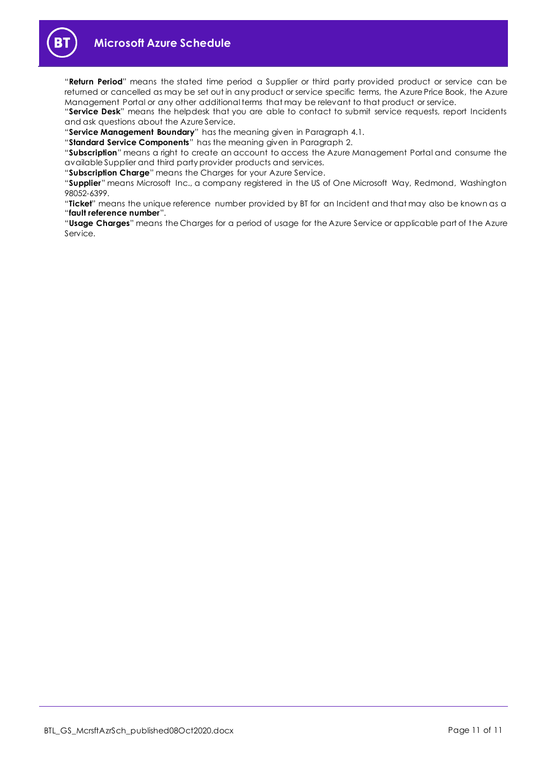"**Return Period**" means the stated time period a Supplier or third party provided product or service can be returned or cancelled as may be set out in any product or service specific terms, the Azure Price Book, the Azure Management Portal or any other additional terms that may be relevant to that product or service.

"**Service Desk**" means the helpdesk that you are able to contact to submit service requests, report Incidents and ask questions about the Azure Service.

"**Service Management Boundary**" has the meaning given in Paragraph 4.1.

"**Standard Service Components**" has the meaning given in Paragraph 2.

"**Subscription**" means a right to create an account to access the Azure Management Portal and consume the available Supplier and third party provider products and services.

"**Subscription Charge**" means the Charges for your Azure Service.

"**Supplier**" means Microsoft Inc., a company registered in the US of One Microsoft Way, Redmond, Washington 98052-6399.

"**Ticket**" means the unique reference number provided by BT for an Incident and that may also be known as a "**fault reference number**".

"**Usage Charges**" means the Charges for a period of usage for the Azure Service or applicable part of the Azure Service.